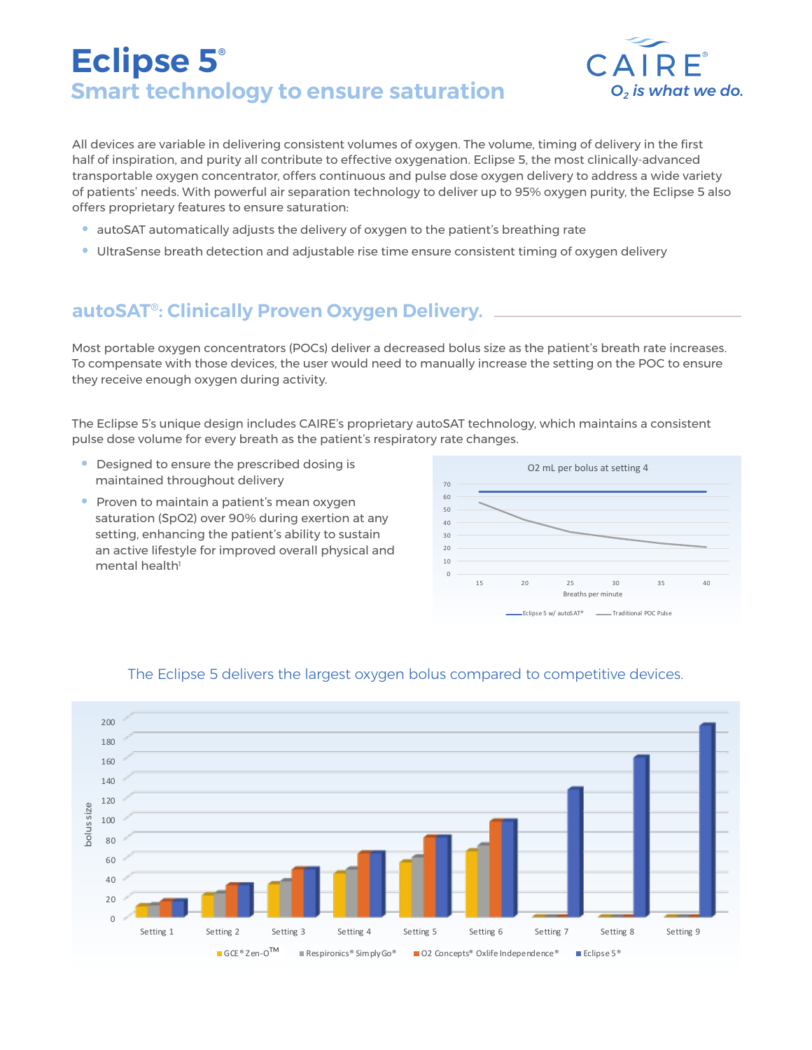# Eclipse 5®

## Smart technology to ensure saturation

CAIRE®
*$O_2$ is what we do.*

All devices are variable in delivering consistent volumes of oxygen. The volume, timing of delivery in the first half of inspiration, and purity all contribute to effective oxygenation. Eclipse 5, the most clinically-advanced transportable oxygen concentrator, offers continuous and pulse dose oxygen delivery to address a wide variety of patients' needs. With powerful air separation technology to deliver up to 95% oxygen purity, the Eclipse 5 also offers proprietary features to ensure saturation:

- autoSAT automatically adjusts the delivery of oxygen to the patient's breathing rate
- UltraSense breath detection and adjustable rise time ensure consistent timing of oxygen delivery

## autoSAT®: Clinically Proven Oxygen Delivery.

Most portable oxygen concentrators (POCs) deliver a decreased bolus size as the patient's breath rate increases. To compensate with those devices, the user would need to manually increase the setting on the POC to ensure they receive enough oxygen during activity.

The Eclipse 5's unique design includes CAIRE's proprietary autoSAT technology, which maintains a consistent pulse dose volume for every breath as the patient's respiratory rate changes.

- Designed to ensure the prescribed dosing is maintained throughout delivery
- Proven to maintain a patient's mean oxygen saturation (SpO2) over 90% during exertion at any setting, enhancing the patient's ability to sustain an active lifestyle for improved overall physical and mental health[1]

O2 mL per bolus at setting 4

Legend: Eclipse 5 w/ autoSAT® — Traditional POC Pulse; x-axis: Breaths per minute (15, 20, 25, 30, 35, 40); y-axis: 0–70

The Eclipse 5 delivers the largest oxygen bolus compared to competitive devices.

Legend: GCE® Zen-O™, Respironics® SimplyGo®, O2 Concepts® Oxlife Independence®, Eclipse 5®; x-axis: Setting 1–Setting 9; y-axis: bolus size (0–200)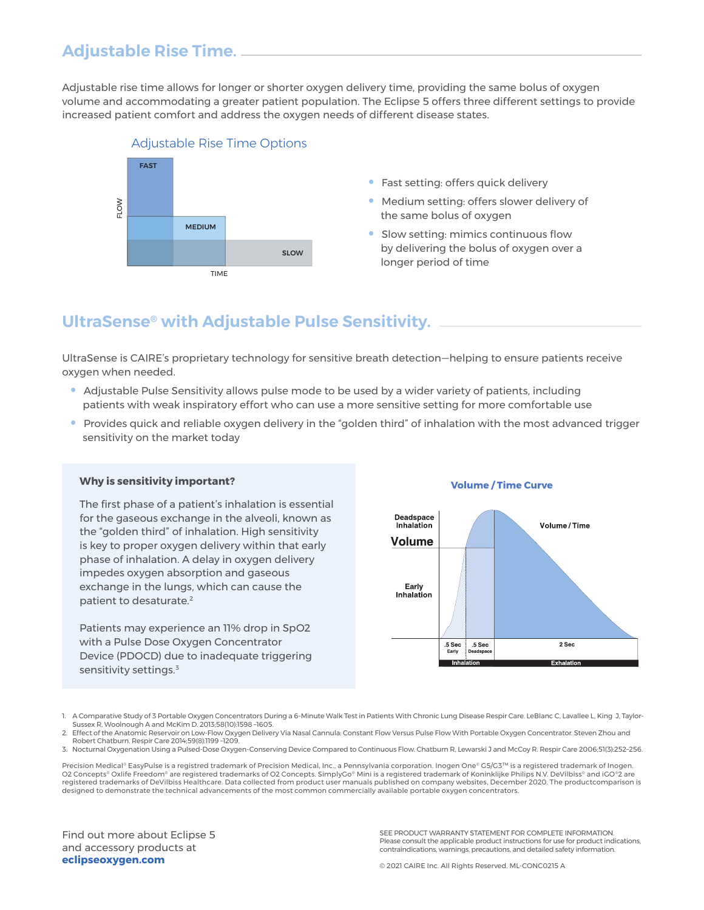## Adjustable Rise Time.

Adjustable rise time allows for longer or shorter oxygen delivery time, providing the same bolus of oxygen volume and accommodating a greater patient population. The Eclipse 5 offers three different settings to provide increased patient comfort and address the oxygen needs of different disease states.

### Adjustable Rise Time Options

FLOW

FAST

MEDIUM

SLOW

TIME

- Fast setting: offers quick delivery
- Medium setting: offers slower delivery of the same bolus of oxygen
- Slow setting: mimics continuous flow by delivering the bolus of oxygen over a longer period of time

## UltraSense® with Adjustable Pulse Sensitivity.

UltraSense is CAIRE's proprietary technology for sensitive breath detection—helping to ensure patients receive oxygen when needed.

- Adjustable Pulse Sensitivity allows pulse mode to be used by a wider variety of patients, including patients with weak inspiratory effort who can use a more sensitive setting for more comfortable use
- Provides quick and reliable oxygen delivery in the "golden third" of inhalation with the most advanced trigger sensitivity on the market today

**Why is sensitivity important?**

The first phase of a patient's inhalation is essential for the gaseous exchange in the alveoli, known as the "golden third" of inhalation. High sensitivity is key to proper oxygen delivery within that early phase of inhalation. A delay in oxygen delivery impedes oxygen absorption and gaseous exchange in the lungs, which can cause the patient to desaturate.[2]

Patients may experience an 11% drop in SpO2 with a Pulse Dose Oxygen Concentrator Device (PDOCD) due to inadequate triggering sensitivity settings.[3]

### Volume / Time Curve

Deadspace Inhalation

Volume

Early Inhalation

Volume / Time

.5 Sec Early

.5 Sec Deadspace

2 Sec

Inhalation

Exhalation

1. A Comparative Study of 3 Portable Oxygen Concentrators During a 6-Minute Walk Test in Patients With Chronic Lung Disease Respir Care. LeBlanc C, Lavallee L, King J, Taylor-Sussex R, Woolnough A and McKim D. 2013;58(10):1598 -1605.
2. Effect of the Anatomic Reservoir on Low-Flow Oxygen Delivery Via Nasal Cannula: Constant Flow Versus Pulse Flow With Portable Oxygen Concentrator. Steven Zhou and Robert Chatburn. Respir Care 2014;59(8):1199 -1209.
3. Nocturnal Oxygenation Using a Pulsed-Dose Oxygen-Conserving Device Compared to Continuous Flow. Chatburn R, Lewarski J and McCoy R. Respir Care 2006;51(3):252-256.

Precision Medical® EasyPulse is a registred trademark of Precision Medical, Inc., a Pennsylvania corporation. Inogen One® G5/G3™ is a registered trademark of Inogen. O2 Concepts® Oxlife Freedom® are registered trademarks of O2 Concepts. SimplyGo® Mini is a registered trademark of Koninklijke Philips N.V. DeVilbiss® and iGO®2 are registered trademarks of DeVilbiss Healthcare. Data collected from product user manuals published on company websites, December 2020. The productcomparison is designed to demonstrate the technical advancements of the most common commercially available portable oxygen concentrators.

Find out more about Eclipse 5 and accessory products at **eclipseoxygen.com**

SEE PRODUCT WARRANTY STATEMENT FOR COMPLETE INFORMATION. Please consult the applicable product instructions for use for product indications, contraindications, warnings, precautions, and detailed safety information.

© 2021 CAIRE Inc. All Rights Reserved. ML-CONC0215 A